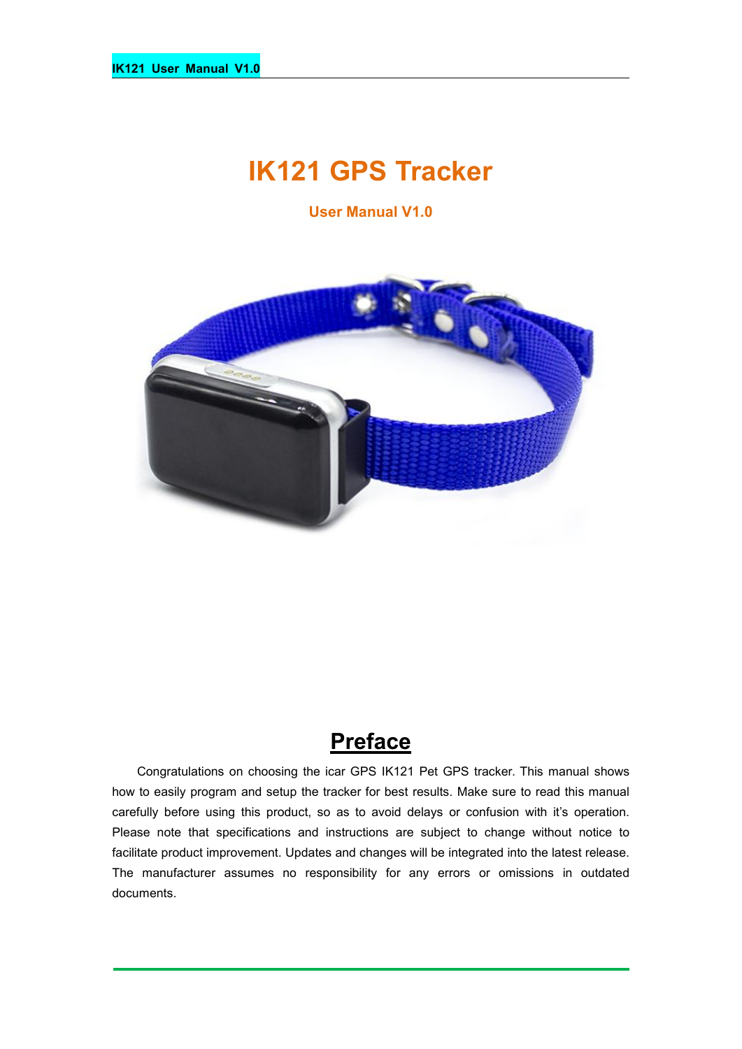# IK121 GPS Tracker

**User Manual V1.0**

## Preface

Congratulations on choosing the icar GPS IK121 Pet GPS tracker. This manual shows how to easily program and setup the tracker for best results. Make sure to read this manual carefully before using this product, so as to avoid delays or confusion with it's operation. Please note that specifications and instructions are subject to change without notice to facilitate product improvement. Updates and changes will be integrated into the latest release. The manufacturer assumes no responsibility for any errors or omissions in outdated documents.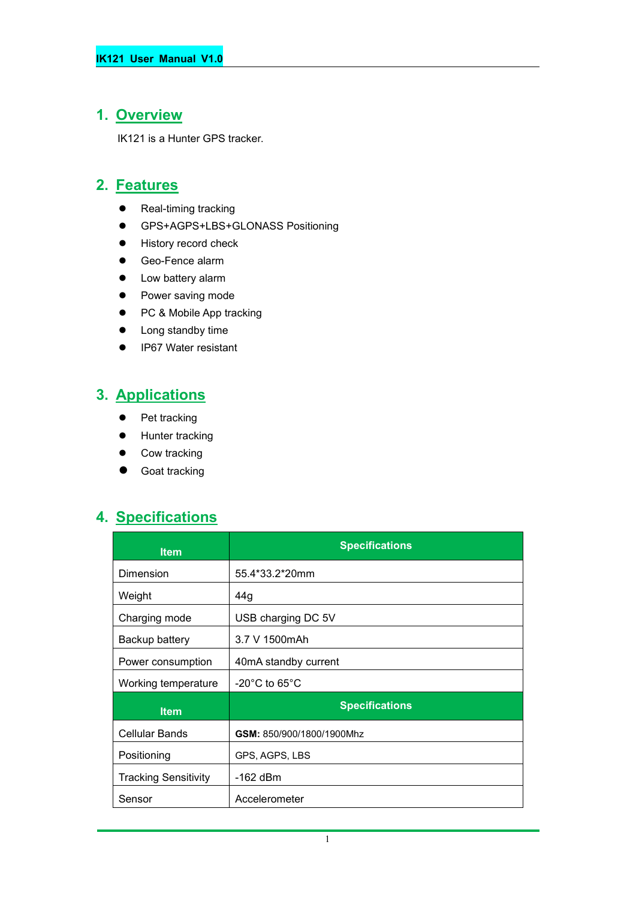## 1. Overview

IK121 is a Hunter GPS tracker.

## 2. Features

- Real-timing tracking
- GPS+AGPS+LBS+GLONASS Positioning
- History record check
- Geo-Fence alarm
- Low battery alarm
- Power saving mode
- PC & Mobile App tracking
- Long standby time
- IP67 Water resistant

## 3. Applications

- Pet tracking
- Hunter tracking
- Cow tracking
- Goat tracking

## 4. Specifications

| Item | Specifications |
|---|---|
| Dimension | 55.4*33.2*20mm |
| Weight | 44g |
| Charging mode | USB charging DC 5V |
| Backup battery | 3.7 V 1500mAh |
| Power consumption | 40mA standby current |
| Working temperature | -20°C to 65°C |
| **Item** | **Specifications** |
| Cellular Bands | **GSM:** 850/900/1800/1900Mhz |
| Positioning | GPS, AGPS, LBS |
| Tracking Sensitivity | -162 dBm |
| Sensor | Accelerometer |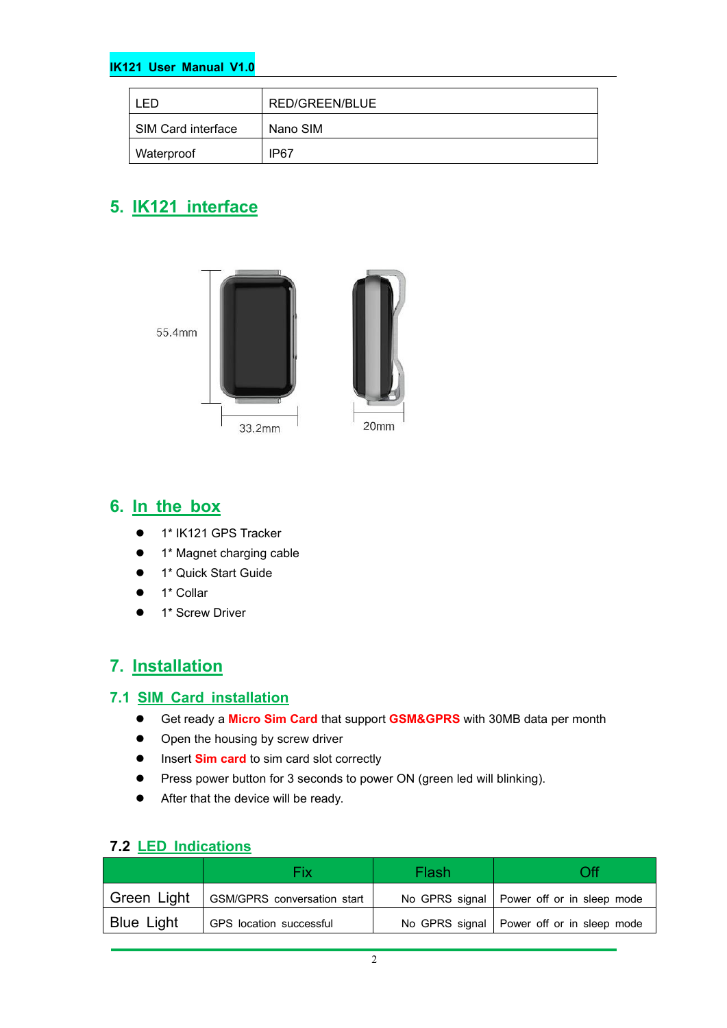| LED | RED/GREEN/BLUE |
|---|---|
| SIM Card interface | Nano SIM |
| Waterproof | IP67 |

## 5. IK121 interface

55.4mm

33.2mm

20mm

## 6. In the box

- 1* IK121 GPS Tracker
- 1* Magnet charging cable
- 1* Quick Start Guide
- 1* Collar
- 1* Screw Driver

## 7. Installation

### 7.1 SIM Card installation

- Get ready a **Micro Sim Card** that support **GSM&GPRS** with 30MB data per month
- Open the housing by screw driver
- Insert **Sim card** to sim card slot correctly
- Press power button for 3 seconds to power ON (green led will blinking).
- After that the device will be ready.

### 7.2 LED Indications

| | Fix | Flash | Off |
|---|---|---|---|
| Green Light | GSM/GPRS conversation start | No GPRS signal | Power off or in sleep mode |
| Blue Light | GPS location successful | No GPRS signal | Power off or in sleep mode |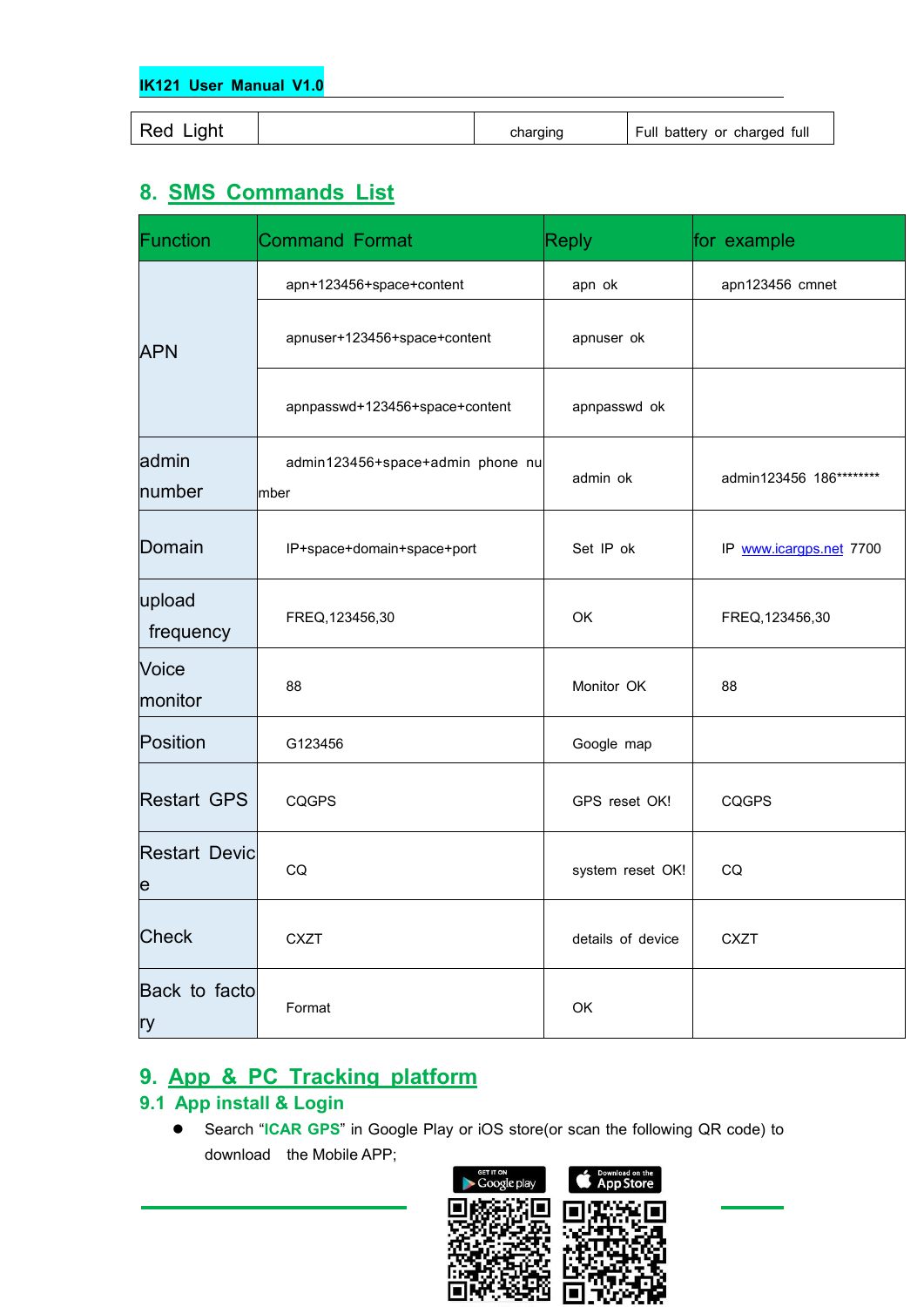| Red Light | | charging | Full battery or charged full |
|---|---|---|---|

## 8. SMS Commands List

| Function | Command Format | Reply | for example |
|---|---|---|---|
| APN | apn+123456+space+content | apn ok | apn123456 cmnet |
| | apnuser+123456+space+content | apnuser ok | |
| | apnpasswd+123456+space+content | apnpasswd ok | |
| admin number | admin123456+space+admin phone number | admin ok | admin123456 186******** |
| Domain | IP+space+domain+space+port | Set IP ok | IP www.icargps.net 7700 |
| upload frequency | FREQ,123456,30 | OK | FREQ,123456,30 |
| Voice monitor | 88 | Monitor OK | 88 |
| Position | G123456 | Google map | |
| Restart GPS | CQGPS | GPS reset OK! | CQGPS |
| Restart Device | CQ | system reset OK! | CQ |
| Check | CXZT | details of device | CXZT |
| Back to factory | Format | OK | |

## 9. App & PC Tracking platform

### 9.1 App install & Login

- Search "**ICAR GPS**" in Google Play or iOS store(or scan the following QR code) to download the Mobile APP;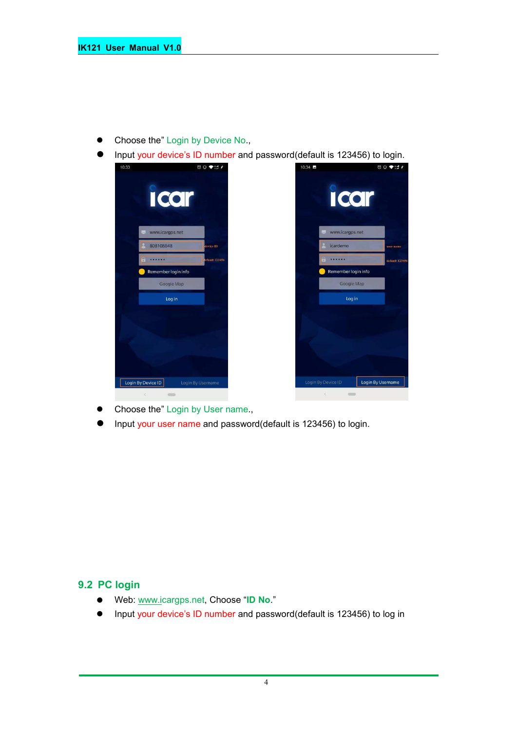- Choose the" Login by Device No.,
- Input your device's ID number and password(default is 123456) to login.

- Choose the" Login by User name.,
- Input your user name and password(default is 123456) to login.

## 9.2 PC login

- Web: www.icargps.net, Choose "**ID No.**"
- Input your device's ID number and password(default is 123456) to log in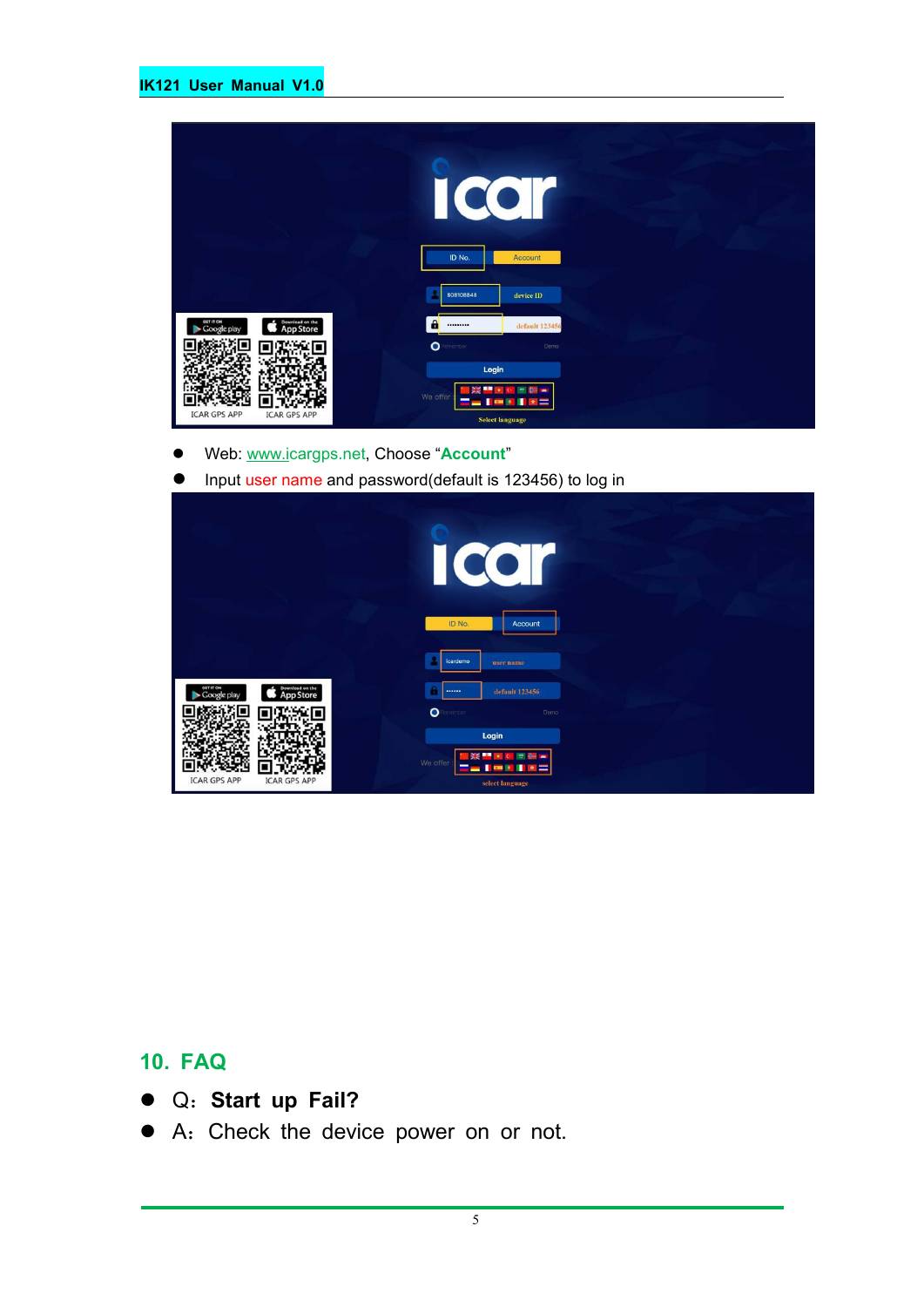- Web: www.icargps.net, Choose "**Account**"
- Input user name and password(default is 123456) to log in

## 10. FAQ

- Q：**Start up Fail?**
- A：Check the device power on or not.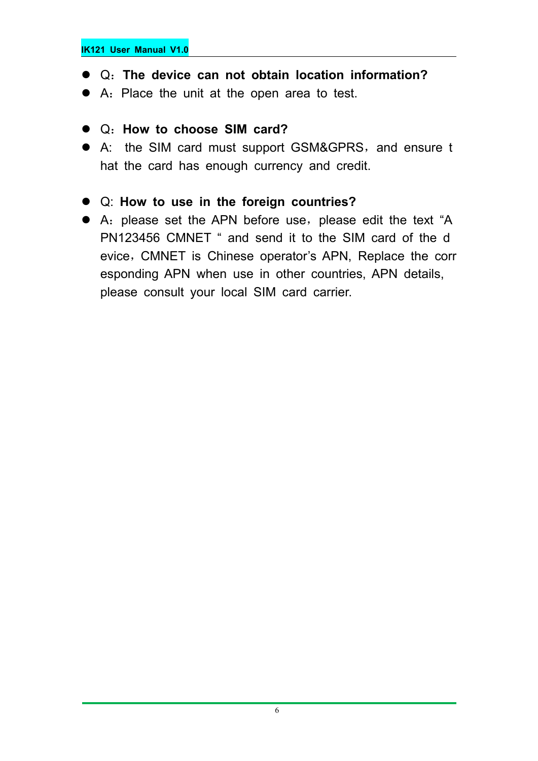- Q：**The device can not obtain location information?**
- A：Place the unit at the open area to test.

- Q：**How to choose SIM card?**
- A: the SIM card must support GSM&GPRS，and ensure that the card has enough currency and credit.

- Q: **How to use in the foreign countries?**
- A：please set the APN before use，please edit the text "APN123456 CMNET " and send it to the SIM card of the device，CMNET is Chinese operator's APN, Replace the corresponding APN when use in other countries, APN details, please consult your local SIM card carrier.